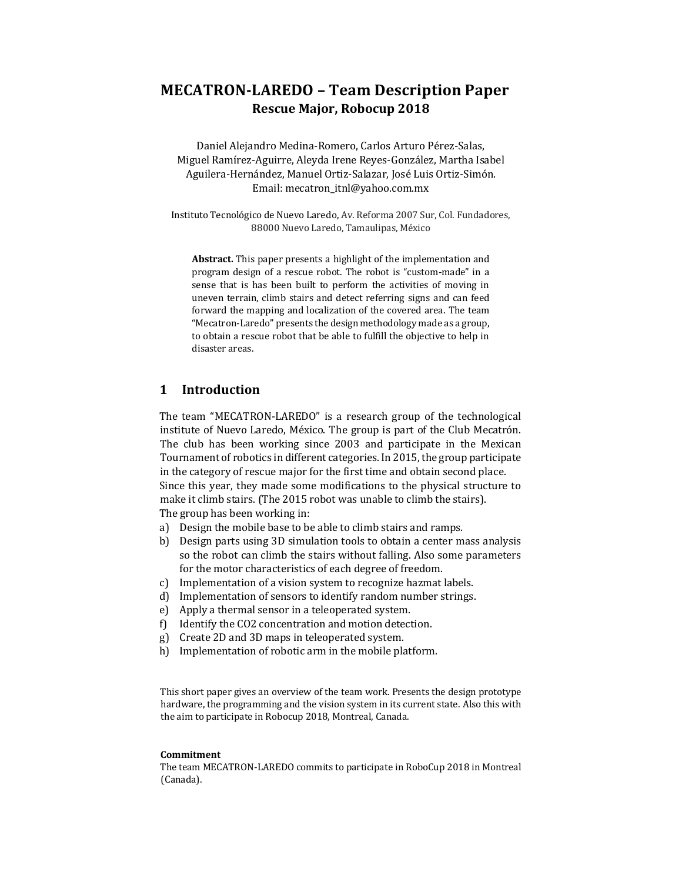# MECATRON-LAREDO – Team Description Paper

## Rescue Major, Robocup 2018

Daniel Alejandro Medina-Romero, Carlos Arturo Pérez-Salas, Miguel Ramírez-Aguirre, Aleyda Irene Reyes-González, Martha Isabel Aguilera-Hernández, Manuel Ortiz-Salazar, José Luis Ortiz-Simón.
Email: mecatron_itnl@yahoo.com.mx

Instituto Tecnológico de Nuevo Laredo, Av. Reforma 2007 Sur, Col. Fundadores, 88000 Nuevo Laredo, Tamaulipas, México

**Abstract.** This paper presents a highlight of the implementation and program design of a rescue robot. The robot is "custom-made" in a sense that is has been built to perform the activities of moving in uneven terrain, climb stairs and detect referring signs and can feed forward the mapping and localization of the covered area. The team "Mecatron-Laredo" presents the design methodology made as a group, to obtain a rescue robot that be able to fulfill the objective to help in disaster areas.

## 1 Introduction

The team "MECATRON-LAREDO" is a research group of the technological institute of Nuevo Laredo, México. The group is part of the Club Mecatrón. The club has been working since 2003 and participate in the Mexican Tournament of robotics in different categories. In 2015, the group participate in the category of rescue major for the first time and obtain second place. Since this year, they made some modifications to the physical structure to make it climb stairs. (The 2015 robot was unable to climb the stairs).
The group has been working in:

a) Design the mobile base to be able to climb stairs and ramps.
b) Design parts using 3D simulation tools to obtain a center mass analysis so the robot can climb the stairs without falling. Also some parameters for the motor characteristics of each degree of freedom.
c) Implementation of a vision system to recognize hazmat labels.
d) Implementation of sensors to identify random number strings.
e) Apply a thermal sensor in a teleoperated system.
f) Identify the CO2 concentration and motion detection.
g) Create 2D and 3D maps in teleoperated system.
h) Implementation of robotic arm in the mobile platform.

This short paper gives an overview of the team work. Presents the design prototype hardware, the programming and the vision system in its current state. Also this with the aim to participate in Robocup 2018, Montreal, Canada.

**Commitment**
The team MECATRON-LAREDO commits to participate in RoboCup 2018 in Montreal (Canada).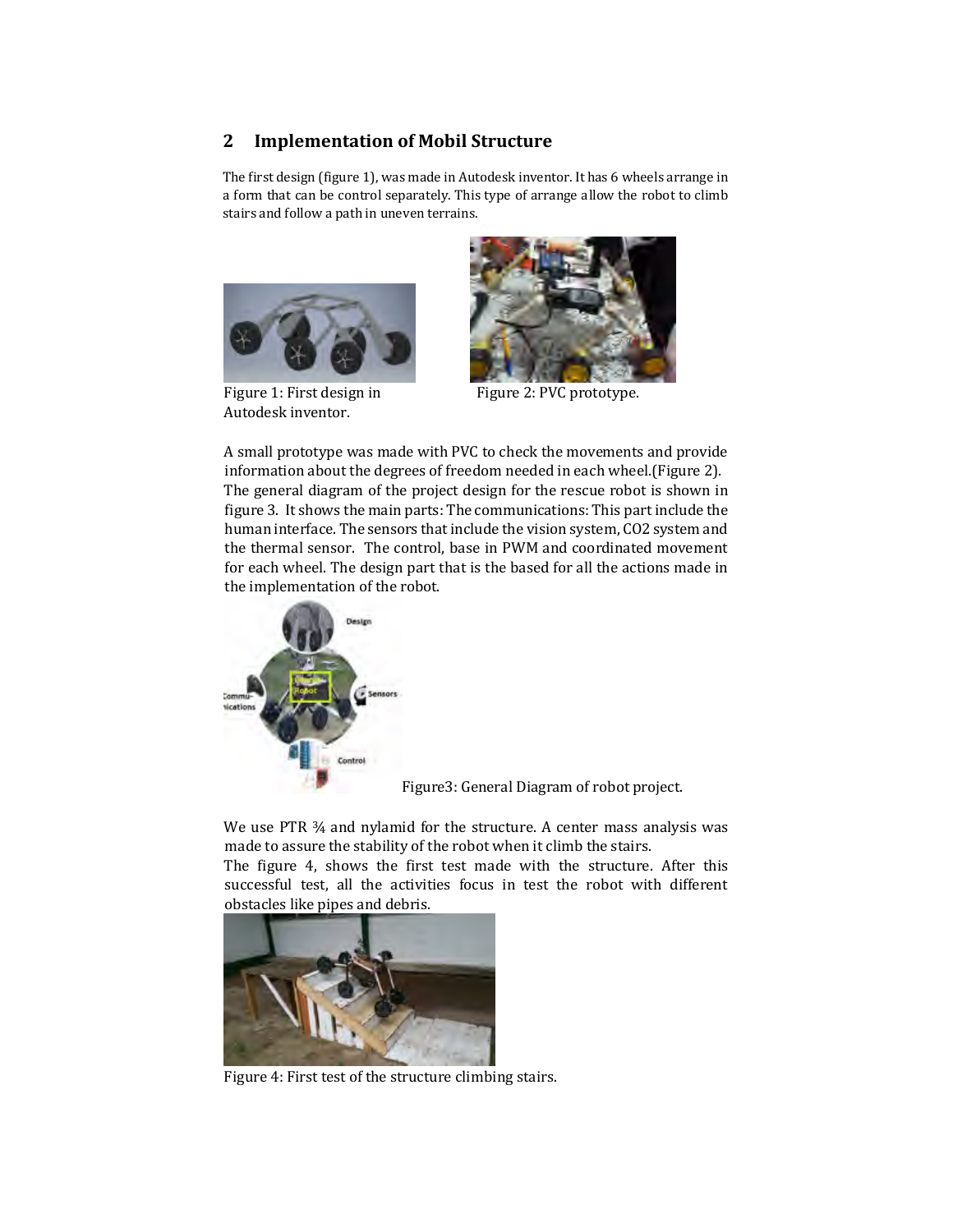## 2 Implementation of Mobil Structure

The first design (figure 1), was made in Autodesk inventor. It has 6 wheels arrange in a form that can be control separately. This type of arrange allow the robot to climb stairs and follow a path in uneven terrains.

Figure 1: First design in Autodesk inventor.

Figure 2: PVC prototype.

A small prototype was made with PVC to check the movements and provide information about the degrees of freedom needed in each wheel.(Figure 2).
The general diagram of the project design for the rescue robot is shown in figure 3. It shows the main parts: The communications: This part include the human interface. The sensors that include the vision system, $CO_2$ system and the thermal sensor. The control, base in PWM and coordinated movement for each wheel. The design part that is the based for all the actions made in the implementation of the robot.

Figure3: General Diagram of robot project.

We use PTR ¾ and nylamid for the structure. A center mass analysis was made to assure the stability of the robot when it climb the stairs.
The figure 4, shows the first test made with the structure. After this successful test, all the activities focus in test the robot with different obstacles like pipes and debris.

Figure 4: First test of the structure climbing stairs.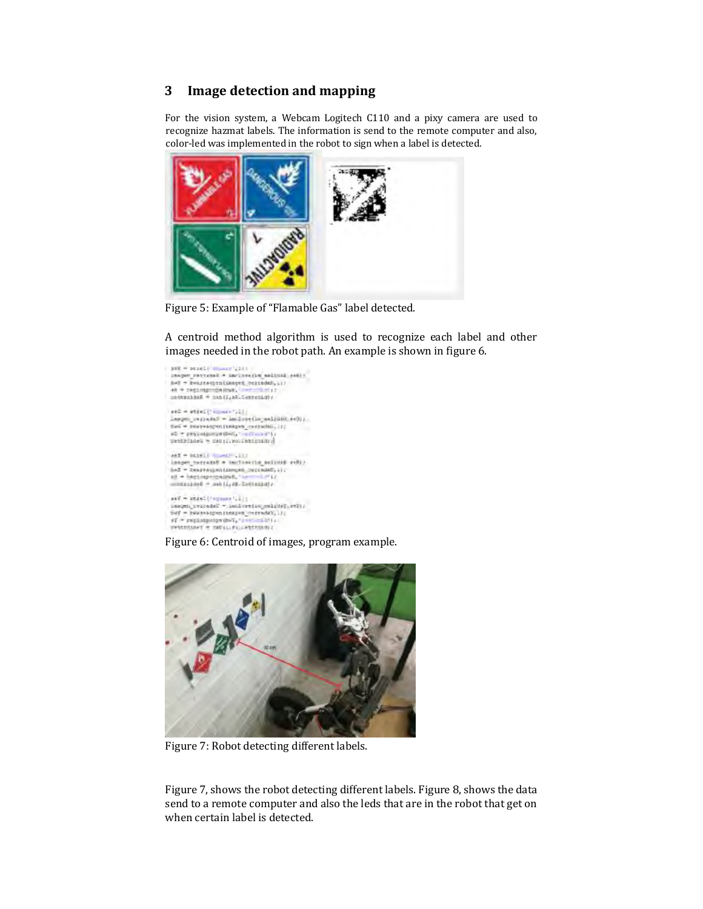## 3 Image detection and mapping

For the vision system, a Webcam Logitech C110 and a pixy camera are used to recognize hazmat labels. The information is send to the remote computer and also, color-led was implemented in the robot to sign when a label is detected.

Figure 5: Example of "Flamable Gas" label detected.

A centroid method algorithm is used to recognize each label and other images needed in the robot path. An example is shown in figure 6.

Figure 6: Centroid of images, program example.

Figure 7: Robot detecting different labels.

Figure 7, shows the robot detecting different labels. Figure 8, shows the data send to a remote computer and also the leds that are in the robot that get on when certain label is detected.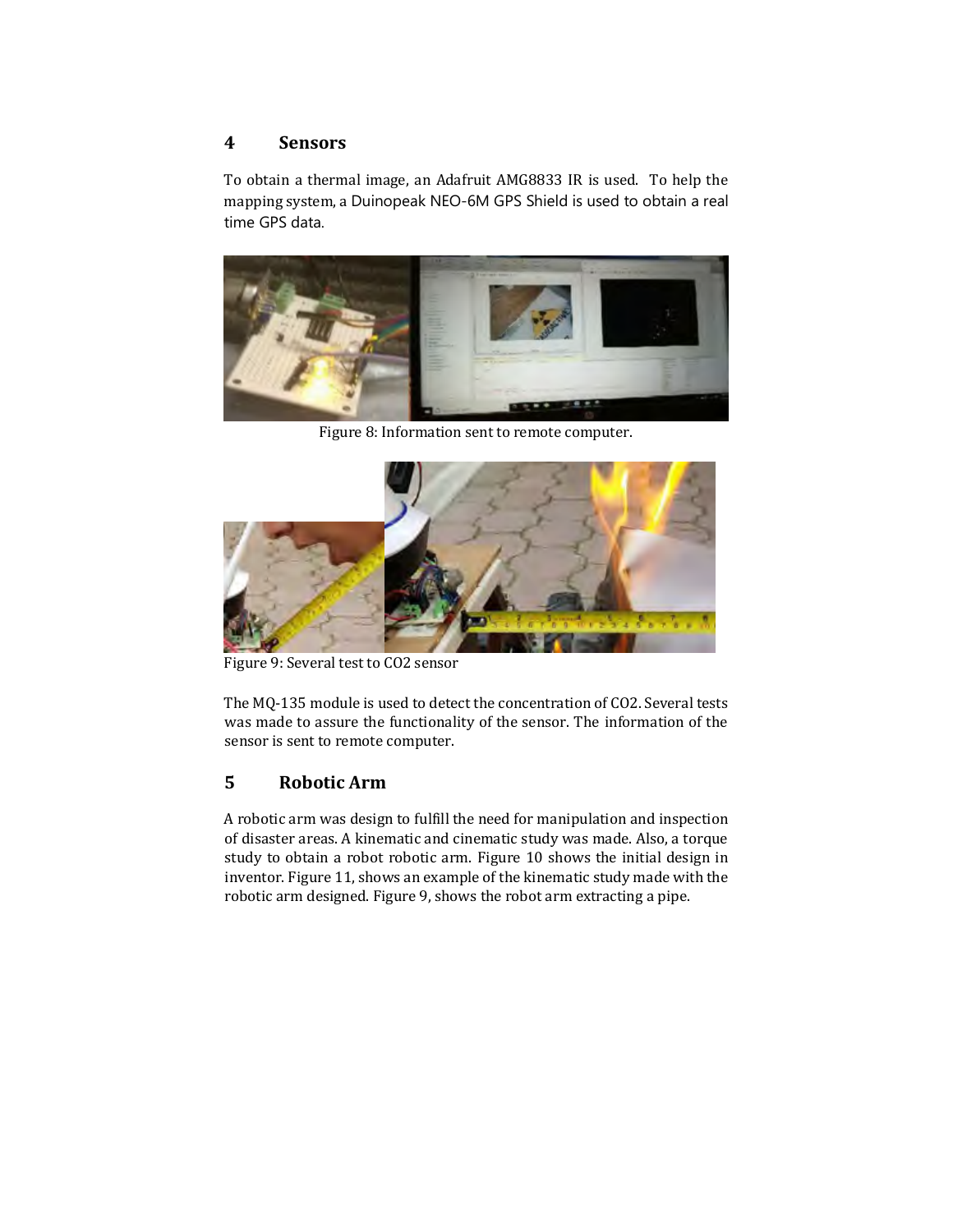## 4 Sensors

To obtain a thermal image, an Adafruit AMG8833 IR is used. To help the mapping system, a Duinopeak NEO-6M GPS Shield is used to obtain a real time GPS data.

Figure 8: Information sent to remote computer.

Figure 9: Several test to CO2 sensor

The MQ-135 module is used to detect the concentration of CO2. Several tests was made to assure the functionality of the sensor. The information of the sensor is sent to remote computer.

## 5 Robotic Arm

A robotic arm was design to fulfill the need for manipulation and inspection of disaster areas. A kinematic and cinematic study was made. Also, a torque study to obtain a robot robotic arm. Figure 10 shows the initial design in inventor. Figure 11, shows an example of the kinematic study made with the robotic arm designed. Figure 9, shows the robot arm extracting a pipe.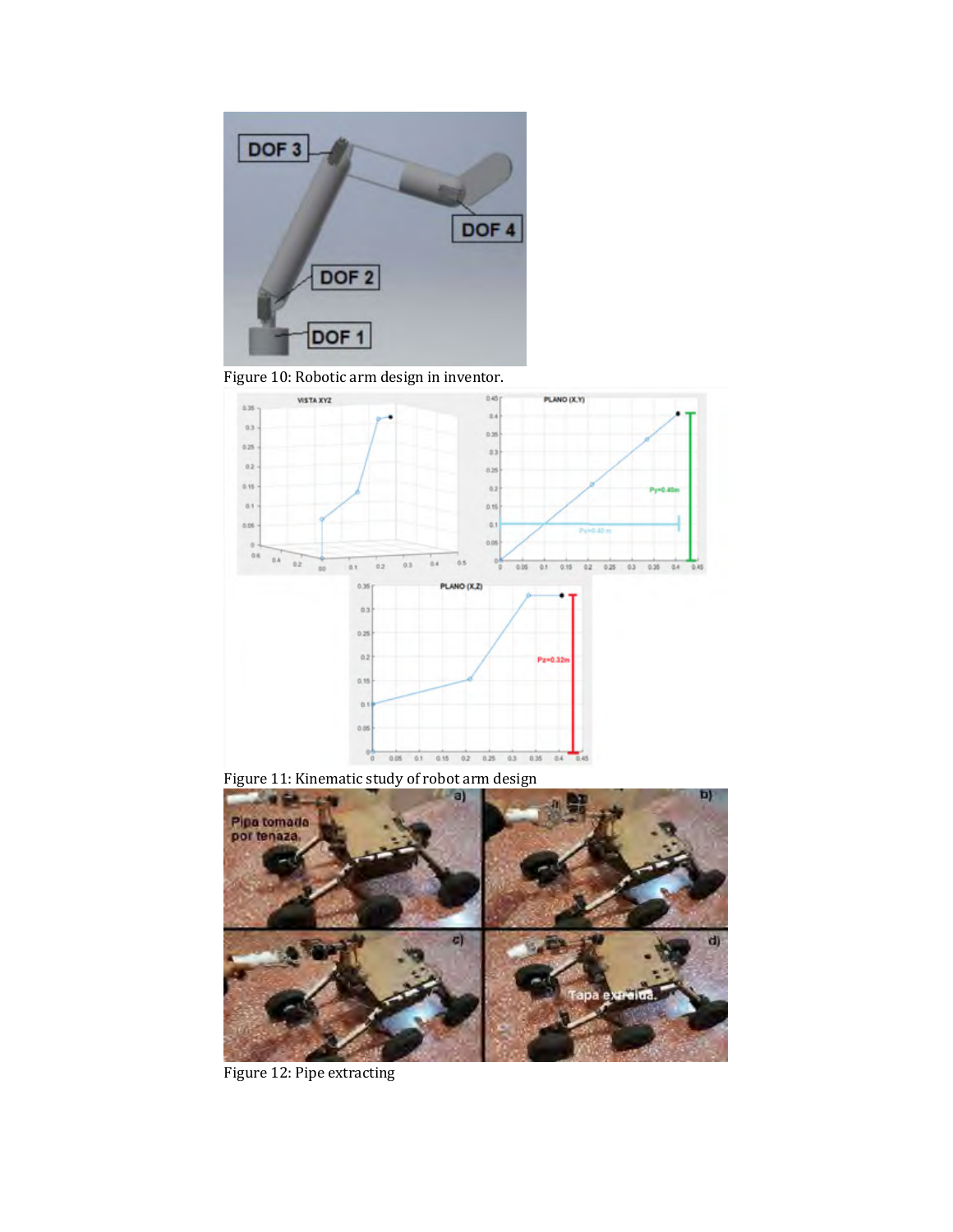Figure 10: Robotic arm design in inventor.

Figure 11: Kinematic study of robot arm design

Figure 12: Pipe extracting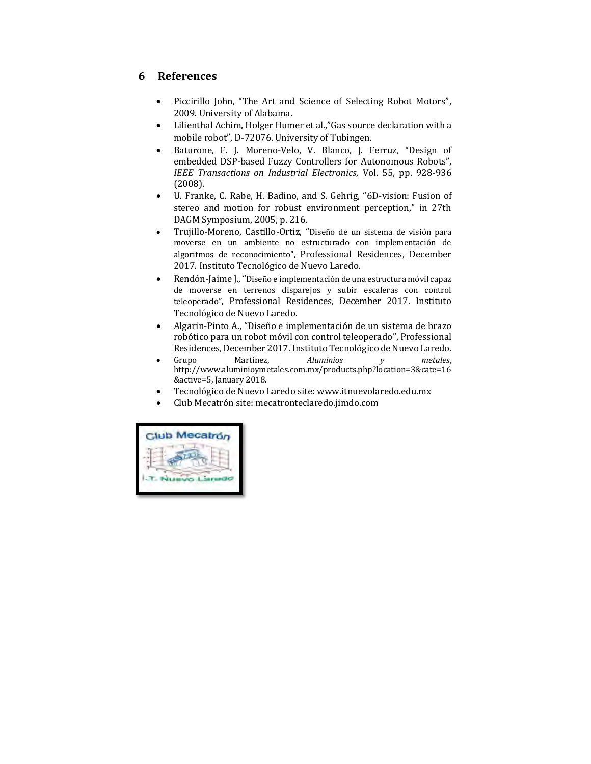## 6 References

- Piccirillo John, "The Art and Science of Selecting Robot Motors", 2009. University of Alabama.
- Lilienthal Achim, Holger Humer et al.,"Gas source declaration with a mobile robot", D-72076. University of Tubingen.
- Baturone, F. J. Moreno-Velo, V. Blanco, J. Ferruz, "Design of embedded DSP-based Fuzzy Controllers for Autonomous Robots", *IEEE Transactions on Industrial Electronics*, Vol. 55, pp. 928-936 (2008).
- U. Franke, C. Rabe, H. Badino, and S. Gehrig, "6D-vision: Fusion of stereo and motion for robust environment perception," in 27th DAGM Symposium, 2005, p. 216.
- Trujillo-Moreno, Castillo-Ortiz, "Diseño de un sistema de visión para moverse en un ambiente no estructurado con implementación de algoritmos de reconocimiento", Professional Residences, December 2017. Instituto Tecnológico de Nuevo Laredo.
- Rendón-Jaime J., "Diseño e implementación de una estructura móvil capaz de moverse en terrenos disparejos y subir escaleras con control teleoperado", Professional Residences, December 2017. Instituto Tecnológico de Nuevo Laredo.
- Algarin-Pinto A., "Diseño e implementación de un sistema de brazo robótico para un robot móvil con control teleoperado", Professional Residences, December 2017. Instituto Tecnológico de Nuevo Laredo.
- Grupo Martínez, *Aluminios y metales*, http://www.aluminioymetales.com.mx/products.php?location=3&cate=16&active=5, January 2018.
- Tecnológico de Nuevo Laredo site: www.itnuevolaredo.edu.mx
- Club Mecatrón site: mecatronteclaredo.jimdo.com

Club Mecatrón

I.T. Nuevo Laredo